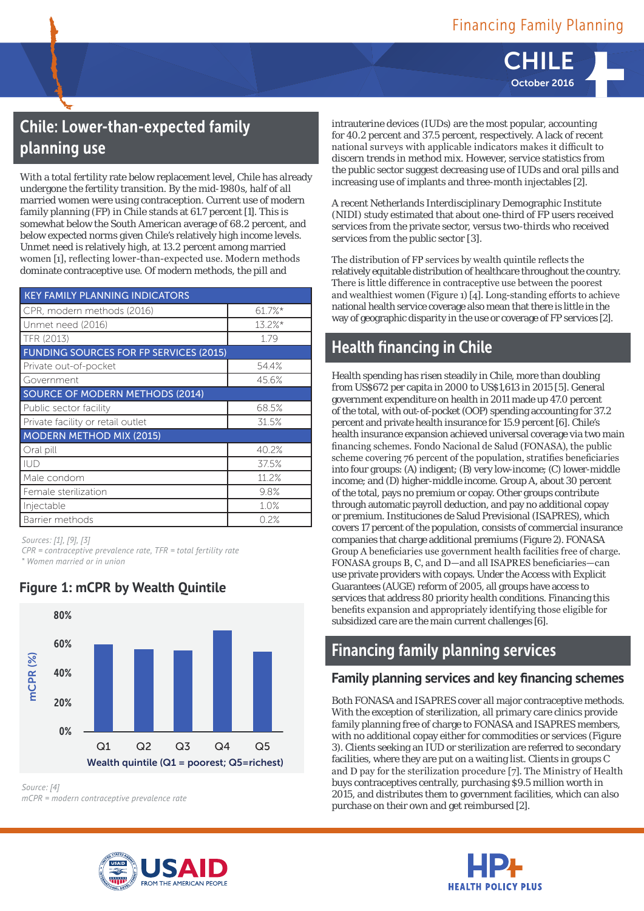# Chile: Lower-than-expected family planning use

With a total fertility rate below replacement level, Chile has already undergone the fertility transition. By the mid-1980s, half of all married women were using contraception. Current use of modern family planning (FP) in Chile stands at 61.7 percent [1]. This is somewhat below the South American average of 68.2 percent, and below expected norms given Chile's relatively high income levels. Unmet need is relatively high, at 13.2 percent among married women [1], reflecting lower-than-expected use. Modern methods dominate contraceptive use. Of modern methods, the pill and intrauterine devices (IUDs) are the most popular, accounting for 40.2 percent and 37.5 percent, respectively. A lack of recent national surveys with applicable indicators makes it difficult to discern trends in method mix. However, service statistics from the public sector suggest decreasing use of IUDs and oral pills and increasing use of implants and three-month injectables [2].

| KEY FAMILY PLANNING INDICATORS | |
|---|---|
| CPR, modern methods (2016) | 61.7%* |
| Unmet need (2016) | 13.2%* |
| TFR (2013) | 1.79 |
| **FUNDING SOURCES FOR FP SERVICES (2015)** | |
| Private out-of-pocket | 54.4% |
| Government | 45.6% |
| **SOURCE OF MODERN METHODS (2014)** | |
| Public sector facility | 68.5% |
| Private facility or retail outlet | 31.5% |
| **MODERN METHOD MIX (2015)** | |
| Oral pill | 40.2% |
| IUD | 37.5% |
| Male condom | 11.2% |
| Female sterilization | 9.8% |
| Injectable | 1.0% |
| Barrier methods | 0.2% |

*Sources: [1], [9], [3]*
*CPR = contraceptive prevalence rate, TFR = total fertility rate*
*\* Women married or in union*

## Figure 1: mCPR by Wealth Quintile

| Wealth quintile (Q1 = poorest; Q5=richest) | mCPR (%) |
|---|---|
| Q1 | ~60% |
| Q2 | ~57% |
| Q3 | ~56% |
| Q4 | ~70% |
| Q5 | ~55% |

*Source: [4]*
*mCPR = modern contraceptive prevalence rate*

A recent Netherlands Interdisciplinary Demographic Institute (NIDI) study estimated that about one-third of FP users received services from the private sector, versus two-thirds who received services from the public sector [3].

The distribution of FP services by wealth quintile reflects the relatively equitable distribution of healthcare throughout the country. There is little difference in contraceptive use between the poorest and wealthiest women (Figure 1) [4]. Long-standing efforts to achieve national health service coverage also mean that there is little in the way of geographic disparity in the use or coverage of FP services [2].

# Health financing in Chile

Health spending has risen steadily in Chile, more than doubling from US$672 per capita in 2000 to US$1,613 in 2015 [5]. General government expenditure on health in 2011 made up 47.0 percent of the total, with out-of-pocket (OOP) spending accounting for 37.2 percent and private health insurance for 15.9 percent [6]. Chile's health insurance expansion achieved universal coverage via two main financing schemes. Fondo Nacional de Salud (FONASA), the public scheme covering 76 percent of the population, stratifies beneficiaries into four groups: (A) indigent; (B) very low-income; (C) lower-middle income; and (D) higher-middle income. Group A, about 30 percent of the total, pays no premium or copay. Other groups contribute through automatic payroll deduction, and pay no additional copay or premium. Instituciones de Salud Previsional (ISAPRES), which covers 17 percent of the population, consists of commercial insurance companies that charge additional premiums (Figure 2). FONASA Group A beneficiaries use government health facilities free of charge. FONASA groups B, C, and D—and all ISAPRES beneficiaries—can use private providers with copays. Under the Access with Explicit Guarantees (AUGE) reform of 2005, all groups have access to services that address 80 priority health conditions. Financing this benefits expansion and appropriately identifying those eligible for subsidized care are the main current challenges [6].

# Financing family planning services

## Family planning services and key financing schemes

Both FONASA and ISAPRES cover all major contraceptive methods. With the exception of sterilization, all primary care clinics provide family planning free of charge to FONASA and ISAPRES members, with no additional copay either for commodities or services (Figure 3). Clients seeking an IUD or sterilization are referred to secondary facilities, where they are put on a waiting list. Clients in groups C and D pay for the sterilization procedure [7]. The Ministry of Health buys contraceptives centrally, purchasing $9.5 million worth in 2015, and distributes them to government facilities, which can also purchase on their own and get reimbursed [2].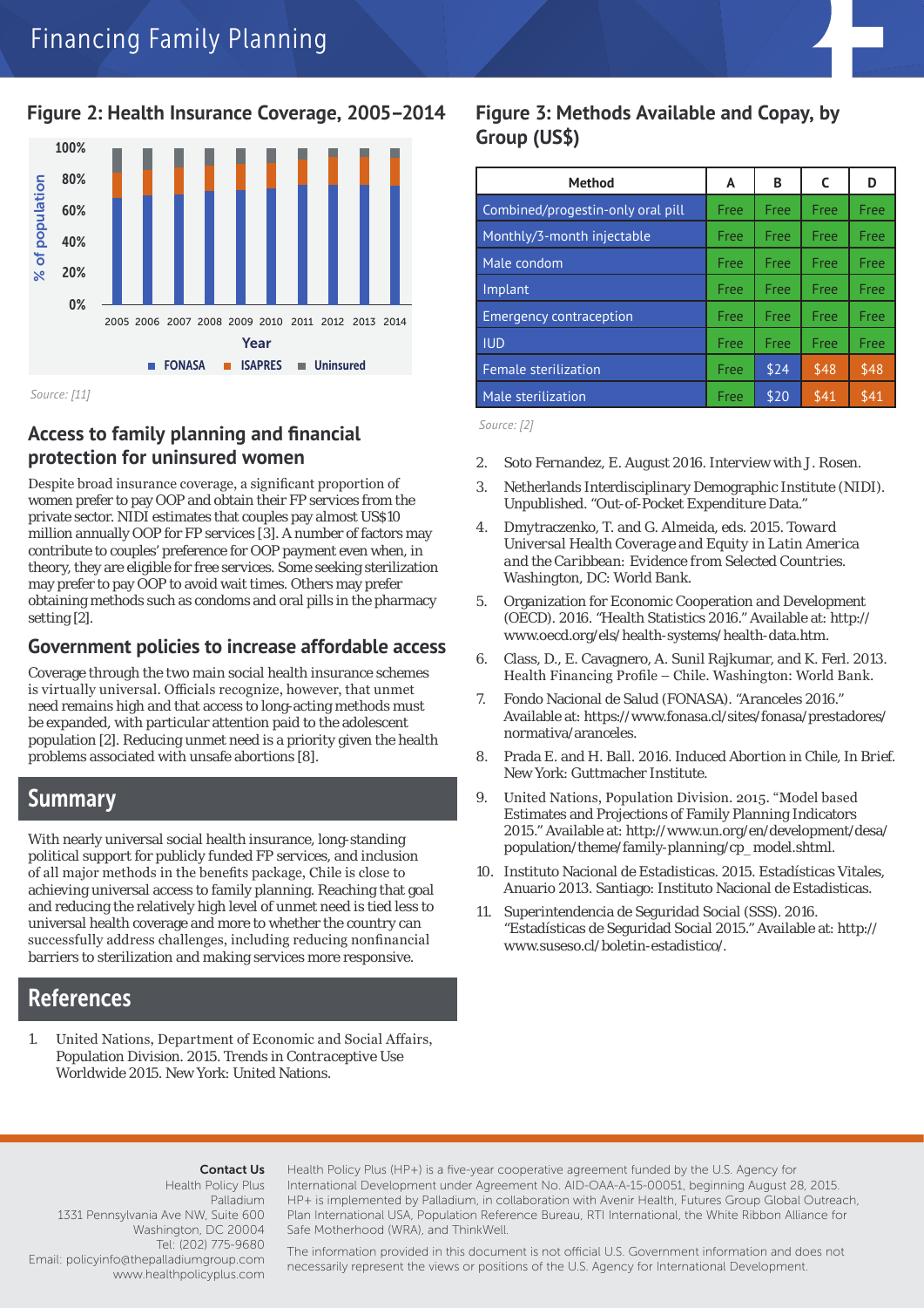## Figure 2: Health Insurance Coverage, 2005–2014

100%
80%
60%
40%
20%
0%
% of population
2005 2006 2007 2008 2009 2010 2011 2012 2013 2014
Year
FONASA ISAPRES Uninsured

*Source: [11]*

## Access to family planning and financial protection for uninsured women

Despite broad insurance coverage, a significant proportion of women prefer to pay OOP and obtain their FP services from the private sector. NIDI estimates that couples pay almost US$10 million annually OOP for FP services [3]. A number of factors may contribute to couples' preference for OOP payment even when, in theory, they are eligible for free services. Some seeking sterilization may prefer to pay OOP to avoid wait times. Others may prefer obtaining methods such as condoms and oral pills in the pharmacy setting [2].

## Government policies to increase affordable access

Coverage through the two main social health insurance schemes is virtually universal. Officials recognize, however, that unmet need remains high and that access to long-acting methods must be expanded, with particular attention paid to the adolescent population [2]. Reducing unmet need is a priority given the health problems associated with unsafe abortions [8].

## Figure 3: Methods Available and Copay, by Group (US$)

| Method | A | B | C | D |
|---|---|---|---|---|
| Combined/progestin-only oral pill | Free | Free | Free | Free |
| Monthly/3-month injectable | Free | Free | Free | Free |
| Male condom | Free | Free | Free | Free |
| Implant | Free | Free | Free | Free |
| Emergency contraception | Free | Free | Free | Free |
| IUD | Free | Free | Free | Free |
| Female sterilization | Free | $24 | $48 | $48 |
| Male sterilization | Free | $20 | $41 | $41 |

*Source: [2]*

# Summary

With nearly universal social health insurance, long-standing political support for publicly funded FP services, and inclusion of all major methods in the benefits package, Chile is close to achieving universal access to family planning. Reaching that goal and reducing the relatively high level of unmet need is tied less to universal health coverage and more to whether the country can successfully address challenges, including reducing nonfinancial barriers to sterilization and making services more responsive.

# References

1. United Nations, Department of Economic and Social Affairs, Population Division. 2015. Trends in Contraceptive Use Worldwide 2015. New York: United Nations.
2. Soto Fernandez, E. August 2016. Interview with J. Rosen.
3. Netherlands Interdisciplinary Demographic Institute (NIDI). Unpublished. "Out-of-Pocket Expenditure Data."
4. Dmytraczenko, T. and G. Almeida, eds. 2015. Toward Universal Health Coverage and Equity in Latin America and the Caribbean: Evidence from Selected Countries. Washington, DC: World Bank.
5. Organization for Economic Cooperation and Development (OECD). 2016. "Health Statistics 2016." Available at: http://www.oecd.org/els/health-systems/health-data.htm.
6. Class, D., E. Cavagnero, A. Sunil Rajkumar, and K. Ferl. 2013. Health Financing Profile – Chile. Washington: World Bank.
7. Fondo Nacional de Salud (FONASA). "Aranceles 2016." Available at: https://www.fonasa.cl/sites/fonasa/prestadores/normativa/aranceles.
8. Prada E. and H. Ball. 2016. Induced Abortion in Chile, In Brief. New York: Guttmacher Institute.
9. United Nations, Population Division. 2015. "Model based Estimates and Projections of Family Planning Indicators 2015." Available at: http://www.un.org/en/development/desa/population/theme/family-planning/cp_model.shtml.
10. Instituto Nacional de Estadisticas. 2015. Estadísticas Vitales, Anuario 2013. Santiago: Instituto Nacional de Estadisticas.
11. Superintendencia de Seguridad Social (SSS). 2016. "Estadísticas de Seguridad Social 2015." Available at: http://www.suseso.cl/boletin-estadistico/.

**Contact Us**
Health Policy Plus
Palladium
1331 Pennsylvania Ave NW, Suite 600
Washington, DC 20004
Tel: (202) 775-9680
Email: policyinfo@thepalladiumgroup.com
www.healthpolicyplus.com

Health Policy Plus (HP+) is a five-year cooperative agreement funded by the U.S. Agency for International Development under Agreement No. AID-OAA-A-15-00051, beginning August 28, 2015. HP+ is implemented by Palladium, in collaboration with Avenir Health, Futures Group Global Outreach, Plan International USA, Population Reference Bureau, RTI International, the White Ribbon Alliance for Safe Motherhood (WRA), and ThinkWell.

The information provided in this document is not official U.S. Government information and does not necessarily represent the views or positions of the U.S. Agency for International Development.